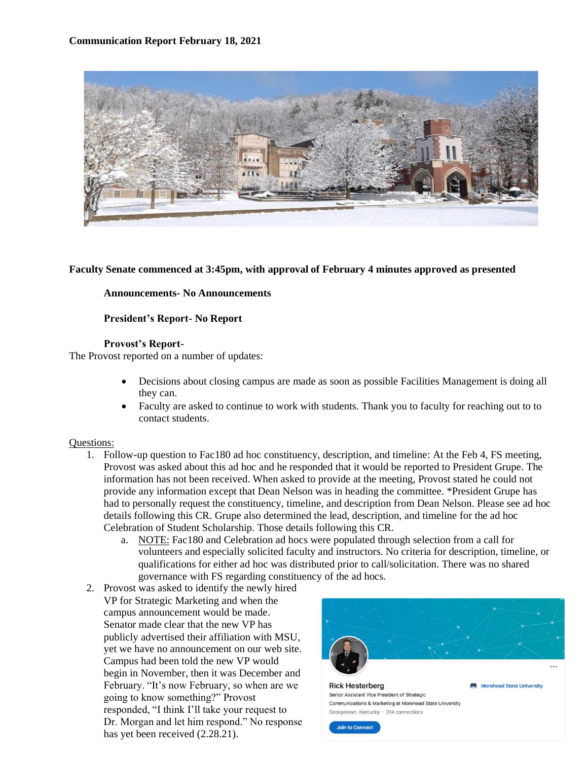**Communication Report February 18, 2021**

**Faculty Senate commenced at 3:45pm, with approval of February 4 minutes approved as presented**

**Announcements- No Announcements**

**President's Report- No Report**

**Provost's Report-**

The Provost reported on a number of updates:

- Decisions about closing campus are made as soon as possible Facilities Management is doing all they can.
- Faculty are asked to continue to work with students. Thank you to faculty for reaching out to to contact students.

Questions:

1. Follow-up question to Fac180 ad hoc constituency, description, and timeline: At the Feb 4, FS meeting, Provost was asked about this ad hoc and he responded that it would be reported to President Grupe. The information has not been received. When asked to provide at the meeting, Provost stated he could not provide any information except that Dean Nelson was in heading the committee. *President Grupe has had to personally request the constituency, timeline, and description from Dean Nelson. Please see ad hoc details following this CR. Grupe also determined the lead, description, and timeline for the ad hoc Celebration of Student Scholarship. Those details following this CR.
   a. NOTE: Fac180 and Celebration ad hocs were populated through selection from a call for volunteers and especially solicited faculty and instructors. No criteria for description, timeline, or qualifications for either ad hoc was distributed prior to call/solicitation. There was no shared governance with FS regarding constituency of the ad hocs.
2. Provost was asked to identify the newly hired VP for Strategic Marketing and when the campus announcement would be made. Senator made clear that the new VP has publicly advertised their affiliation with MSU, yet we have no announcement on our web site. Campus had been told the new VP would begin in November, then it was December and February. "It's now February, so when are we going to know something?" Provost responded, "I think I'll take your request to Dr. Morgan and let him respond." No response has yet been received (2.28.21).

Rick Hesterberg
Senior Assistant Vice President of Strategic Communications & Marketing at Morehead State University
Georgetown, Kentucky · 314 connections
Morehead State University
Join to Connect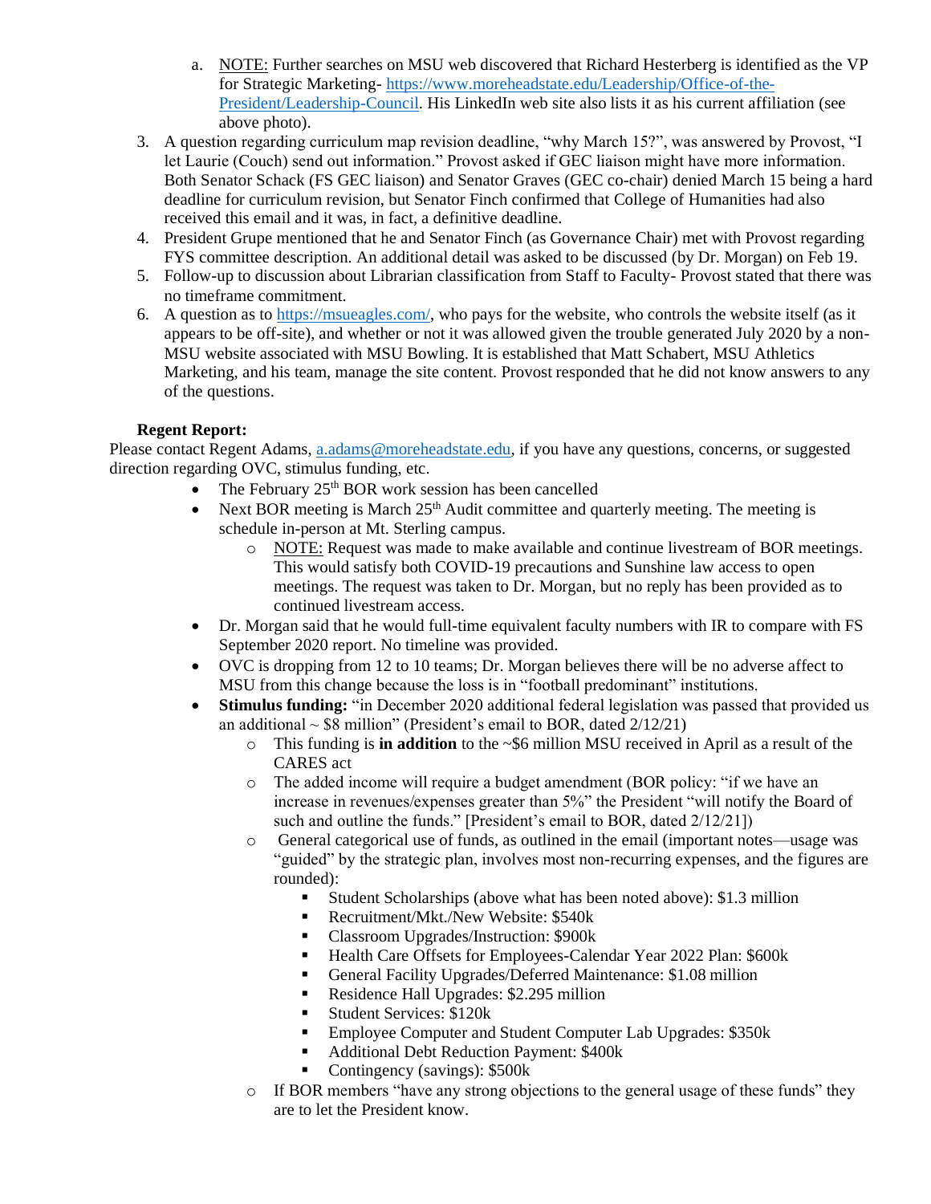a. NOTE: Further searches on MSU web discovered that Richard Hesterberg is identified as the VP for Strategic Marketing- https://www.moreheadstate.edu/Leadership/Office-of-the-President/Leadership-Council. His LinkedIn web site also lists it as his current affiliation (see above photo).

3. A question regarding curriculum map revision deadline, "why March 15?", was answered by Provost, "I let Laurie (Couch) send out information." Provost asked if GEC liaison might have more information. Both Senator Schack (FS GEC liaison) and Senator Graves (GEC co-chair) denied March 15 being a hard deadline for curriculum revision, but Senator Finch confirmed that College of Humanities had also received this email and it was, in fact, a definitive deadline.
4. President Grupe mentioned that he and Senator Finch (as Governance Chair) met with Provost regarding FYS committee description. An additional detail was asked to be discussed (by Dr. Morgan) on Feb 19.
5. Follow-up to discussion about Librarian classification from Staff to Faculty- Provost stated that there was no timeframe commitment.
6. A question as to https://msueagles.com/, who pays for the website, who controls the website itself (as it appears to be off-site), and whether or not it was allowed given the trouble generated July 2020 by a non-MSU website associated with MSU Bowling. It is established that Matt Schabert, MSU Athletics Marketing, and his team, manage the site content. Provost responded that he did not know answers to any of the questions.

**Regent Report:**

Please contact Regent Adams, a.adams@moreheadstate.edu, if you have any questions, concerns, or suggested direction regarding OVC, stimulus funding, etc.

- The February 25th BOR work session has been cancelled
- Next BOR meeting is March 25th Audit committee and quarterly meeting. The meeting is schedule in-person at Mt. Sterling campus.
  - NOTE: Request was made to make available and continue livestream of BOR meetings. This would satisfy both COVID-19 precautions and Sunshine law access to open meetings. The request was taken to Dr. Morgan, but no reply has been provided as to continued livestream access.
- Dr. Morgan said that he would full-time equivalent faculty numbers with IR to compare with FS September 2020 report. No timeline was provided.
- OVC is dropping from 12 to 10 teams; Dr. Morgan believes there will be no adverse affect to MSU from this change because the loss is in "football predominant" institutions.
- **Stimulus funding:** "in December 2020 additional federal legislation was passed that provided us an additional ~ $8 million" (President's email to BOR, dated 2/12/21)
  - This funding is **in addition** to the ~$6 million MSU received in April as a result of the CARES act
  - The added income will require a budget amendment (BOR policy: "if we have an increase in revenues/expenses greater than 5%" the President "will notify the Board of such and outline the funds." [President's email to BOR, dated 2/12/21])
  - General categorical use of funds, as outlined in the email (important notes—usage was "guided" by the strategic plan, involves most non-recurring expenses, and the figures are rounded):
    - Student Scholarships (above what has been noted above): $1.3 million
    - Recruitment/Mkt./New Website: $540k
    - Classroom Upgrades/Instruction: $900k
    - Health Care Offsets for Employees-Calendar Year 2022 Plan: $600k
    - General Facility Upgrades/Deferred Maintenance: $1.08 million
    - Residence Hall Upgrades: $2.295 million
    - Student Services: $120k
    - Employee Computer and Student Computer Lab Upgrades: $350k
    - Additional Debt Reduction Payment: $400k
    - Contingency (savings): $500k
  - If BOR members "have any strong objections to the general usage of these funds" they are to let the President know.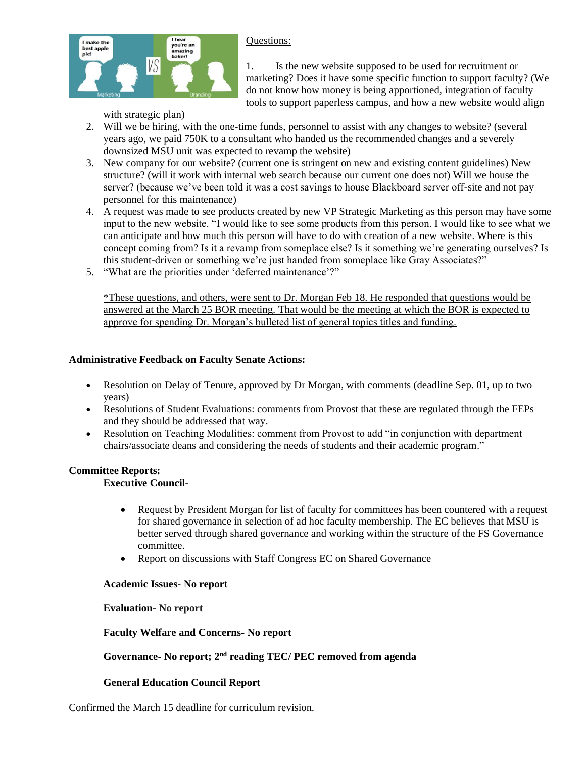Questions:

1. Is the new website supposed to be used for recruitment or marketing? Does it have some specific function to support faculty? (We do not know how money is being apportioned, integration of faculty tools to support paperless campus, and how a new website would align with strategic plan)
2. Will we be hiring, with the one-time funds, personnel to assist with any changes to website? (several years ago, we paid 750K to a consultant who handed us the recommended changes and a severely downsized MSU unit was expected to revamp the website)
3. New company for our website? (current one is stringent on new and existing content guidelines) New structure? (will it work with internal web search because our current one does not) Will we house the server? (because we've been told it was a cost savings to house Blackboard server off-site and not pay personnel for this maintenance)
4. A request was made to see products created by new VP Strategic Marketing as this person may have some input to the new website. "I would like to see some products from this person. I would like to see what we can anticipate and how much this person will have to do with creation of a new website. Where is this concept coming from? Is it a revamp from someplace else? Is it something we're generating ourselves? Is this student-driven or something we're just handed from someplace like Gray Associates?"
5. "What are the priorities under 'deferred maintenance'?"

*These questions, and others, were sent to Dr. Morgan Feb 18. He responded that questions would be answered at the March 25 BOR meeting. That would be the meeting at which the BOR is expected to approve for spending Dr. Morgan's bulleted list of general topics titles and funding.

**Administrative Feedback on Faculty Senate Actions:**

- Resolution on Delay of Tenure, approved by Dr Morgan, with comments (deadline Sep. 01, up to two years)
- Resolutions of Student Evaluations: comments from Provost that these are regulated through the FEPs and they should be addressed that way.
- Resolution on Teaching Modalities: comment from Provost to add "in conjunction with department chairs/associate deans and considering the needs of students and their academic program."

**Committee Reports:**

**Executive Council-**

- Request by President Morgan for list of faculty for committees has been countered with a request for shared governance in selection of ad hoc faculty membership. The EC believes that MSU is better served through shared governance and working within the structure of the FS Governance committee.
- Report on discussions with Staff Congress EC on Shared Governance

**Academic Issues- No report**

**Evaluation- No report**

**Faculty Welfare and Concerns- No report**

**Governance- No report; 2nd reading TEC/ PEC removed from agenda**

**General Education Council Report**

Confirmed the March 15 deadline for curriculum revision.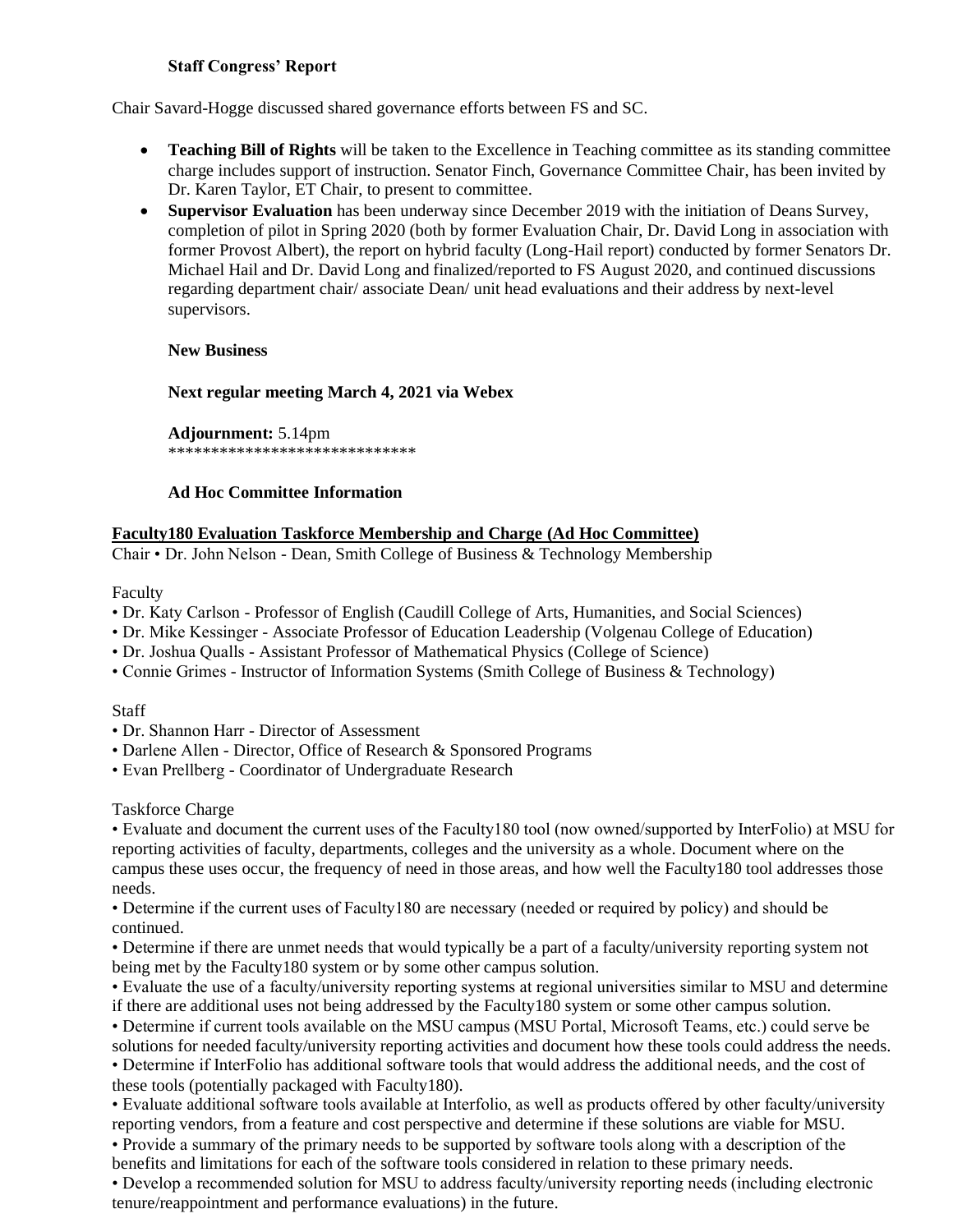**Staff Congress' Report**

Chair Savard-Hogge discussed shared governance efforts between FS and SC.

- **Teaching Bill of Rights** will be taken to the Excellence in Teaching committee as its standing committee charge includes support of instruction. Senator Finch, Governance Committee Chair, has been invited by Dr. Karen Taylor, ET Chair, to present to committee.
- **Supervisor Evaluation** has been underway since December 2019 with the initiation of Deans Survey, completion of pilot in Spring 2020 (both by former Evaluation Chair, Dr. David Long in association with former Provost Albert), the report on hybrid faculty (Long-Hail report) conducted by former Senators Dr. Michael Hail and Dr. David Long and finalized/reported to FS August 2020, and continued discussions regarding department chair/ associate Dean/ unit head evaluations and their address by next-level supervisors.

**New Business**

**Next regular meeting March 4, 2021 via Webex**

**Adjournment:** 5.14pm
*****************************

**Ad Hoc Committee Information**

**Faculty180 Evaluation Taskforce Membership and Charge (Ad Hoc Committee)**
Chair • Dr. John Nelson - Dean, Smith College of Business & Technology Membership

Faculty
• Dr. Katy Carlson - Professor of English (Caudill College of Arts, Humanities, and Social Sciences)
• Dr. Mike Kessinger - Associate Professor of Education Leadership (Volgenau College of Education)
• Dr. Joshua Qualls - Assistant Professor of Mathematical Physics (College of Science)
• Connie Grimes - Instructor of Information Systems (Smith College of Business & Technology)

Staff
• Dr. Shannon Harr - Director of Assessment
• Darlene Allen - Director, Office of Research & Sponsored Programs
• Evan Prellberg - Coordinator of Undergraduate Research

Taskforce Charge
• Evaluate and document the current uses of the Faculty180 tool (now owned/supported by InterFolio) at MSU for reporting activities of faculty, departments, colleges and the university as a whole. Document where on the campus these uses occur, the frequency of need in those areas, and how well the Faculty180 tool addresses those needs.
• Determine if the current uses of Faculty180 are necessary (needed or required by policy) and should be continued.
• Determine if there are unmet needs that would typically be a part of a faculty/university reporting system not being met by the Faculty180 system or by some other campus solution.
• Evaluate the use of a faculty/university reporting systems at regional universities similar to MSU and determine if there are additional uses not being addressed by the Faculty180 system or some other campus solution.
• Determine if current tools available on the MSU campus (MSU Portal, Microsoft Teams, etc.) could serve be solutions for needed faculty/university reporting activities and document how these tools could address the needs.
• Determine if InterFolio has additional software tools that would address the additional needs, and the cost of these tools (potentially packaged with Faculty180).
• Evaluate additional software tools available at Interfolio, as well as products offered by other faculty/university reporting vendors, from a feature and cost perspective and determine if these solutions are viable for MSU.
• Provide a summary of the primary needs to be supported by software tools along with a description of the benefits and limitations for each of the software tools considered in relation to these primary needs.
• Develop a recommended solution for MSU to address faculty/university reporting needs (including electronic tenure/reappointment and performance evaluations) in the future.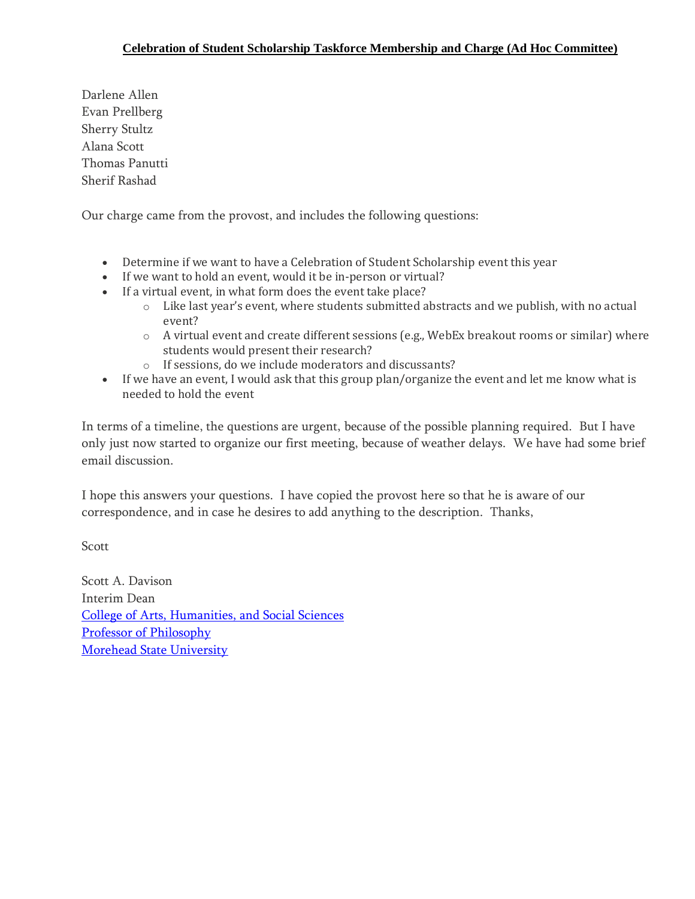**Celebration of Student Scholarship Taskforce Membership and Charge (Ad Hoc Committee)**

Darlene Allen
Evan Prellberg
Sherry Stultz
Alana Scott
Thomas Panutti
Sherif Rashad

Our charge came from the provost, and includes the following questions:

- Determine if we want to have a Celebration of Student Scholarship event this year
- If we want to hold an event, would it be in-person or virtual?
- If a virtual event, in what form does the event take place?
  - Like last year's event, where students submitted abstracts and we publish, with no actual event?
  - A virtual event and create different sessions (e.g., WebEx breakout rooms or similar) where students would present their research?
  - If sessions, do we include moderators and discussants?
- If we have an event, I would ask that this group plan/organize the event and let me know what is needed to hold the event

In terms of a timeline, the questions are urgent, because of the possible planning required. But I have only just now started to organize our first meeting, because of weather delays. We have had some brief email discussion.

I hope this answers your questions. I have copied the provost here so that he is aware of our correspondence, and in case he desires to add anything to the description. Thanks,

Scott

Scott A. Davison
Interim Dean
College of Arts, Humanities, and Social Sciences
Professor of Philosophy
Morehead State University